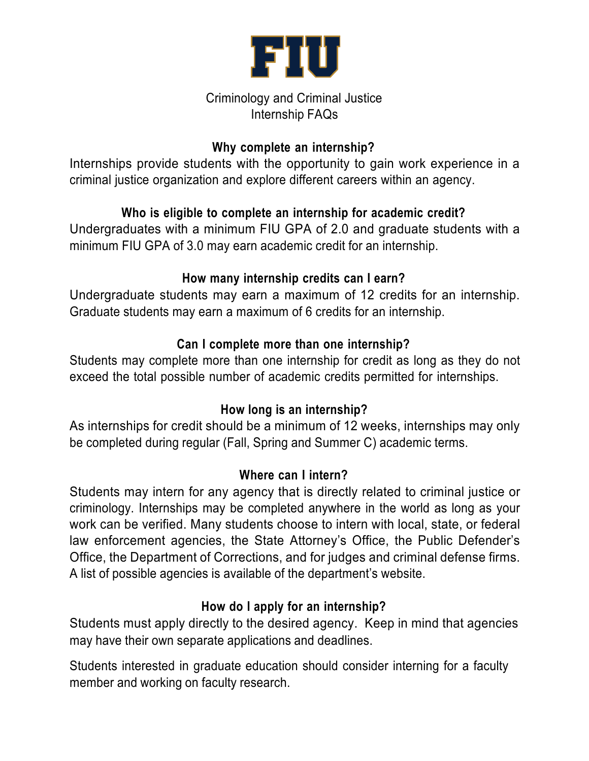# FIU

Criminology and Criminal Justice
Internship FAQs

## Why complete an internship?

Internships provide students with the opportunity to gain work experience in a criminal justice organization and explore different careers within an agency.

## Who is eligible to complete an internship for academic credit?

Undergraduates with a minimum FIU GPA of 2.0 and graduate students with a minimum FIU GPA of 3.0 may earn academic credit for an internship.

## How many internship credits can I earn?

Undergraduate students may earn a maximum of 12 credits for an internship. Graduate students may earn a maximum of 6 credits for an internship.

## Can I complete more than one internship?

Students may complete more than one internship for credit as long as they do not exceed the total possible number of academic credits permitted for internships.

## How long is an internship?

As internships for credit should be a minimum of 12 weeks, internships may only be completed during regular (Fall, Spring and Summer C) academic terms.

## Where can I intern?

Students may intern for any agency that is directly related to criminal justice or criminology. Internships may be completed anywhere in the world as long as your work can be verified. Many students choose to intern with local, state, or federal law enforcement agencies, the State Attorney's Office, the Public Defender's Office, the Department of Corrections, and for judges and criminal defense firms. A list of possible agencies is available of the department's website.

## How do I apply for an internship?

Students must apply directly to the desired agency. Keep in mind that agencies may have their own separate applications and deadlines.

Students interested in graduate education should consider interning for a faculty member and working on faculty research.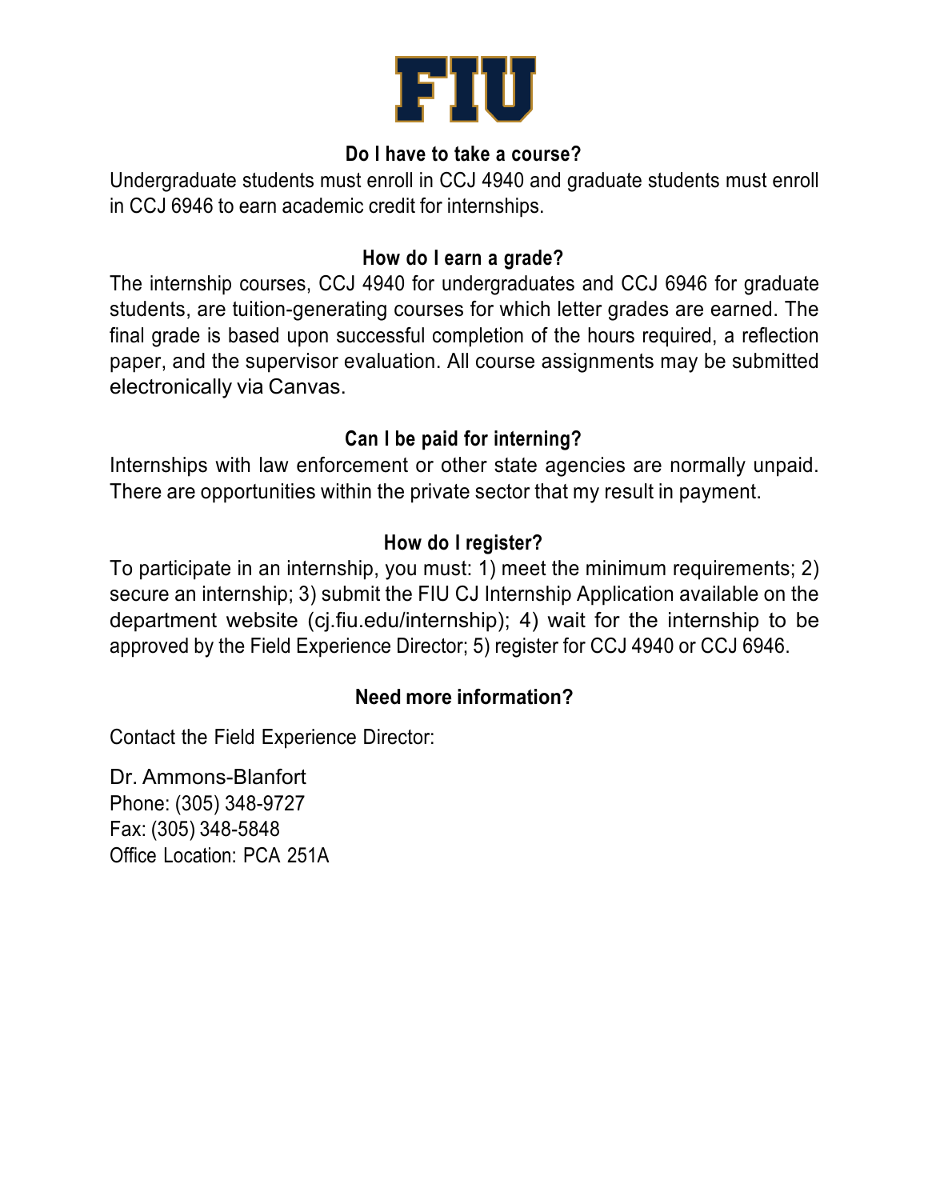**FIU**

## Do I have to take a course?

Undergraduate students must enroll in CCJ 4940 and graduate students must enroll in CCJ 6946 to earn academic credit for internships.

## How do I earn a grade?

The internship courses, CCJ 4940 for undergraduates and CCJ 6946 for graduate students, are tuition-generating courses for which letter grades are earned. The final grade is based upon successful completion of the hours required, a reflection paper, and the supervisor evaluation. All course assignments may be submitted electronically via Canvas.

## Can I be paid for interning?

Internships with law enforcement or other state agencies are normally unpaid. There are opportunities within the private sector that my result in payment.

## How do I register?

To participate in an internship, you must: 1) meet the minimum requirements; 2) secure an internship; 3) submit the FIU CJ Internship Application available on the department website (cj.fiu.edu/internship); 4) wait for the internship to be approved by the Field Experience Director; 5) register for CCJ 4940 or CCJ 6946.

## Need more information?

Contact the Field Experience Director:

Dr. Ammons-Blanfort
Phone: (305) 348-9727
Fax: (305) 348-5848
Office Location: PCA 251A